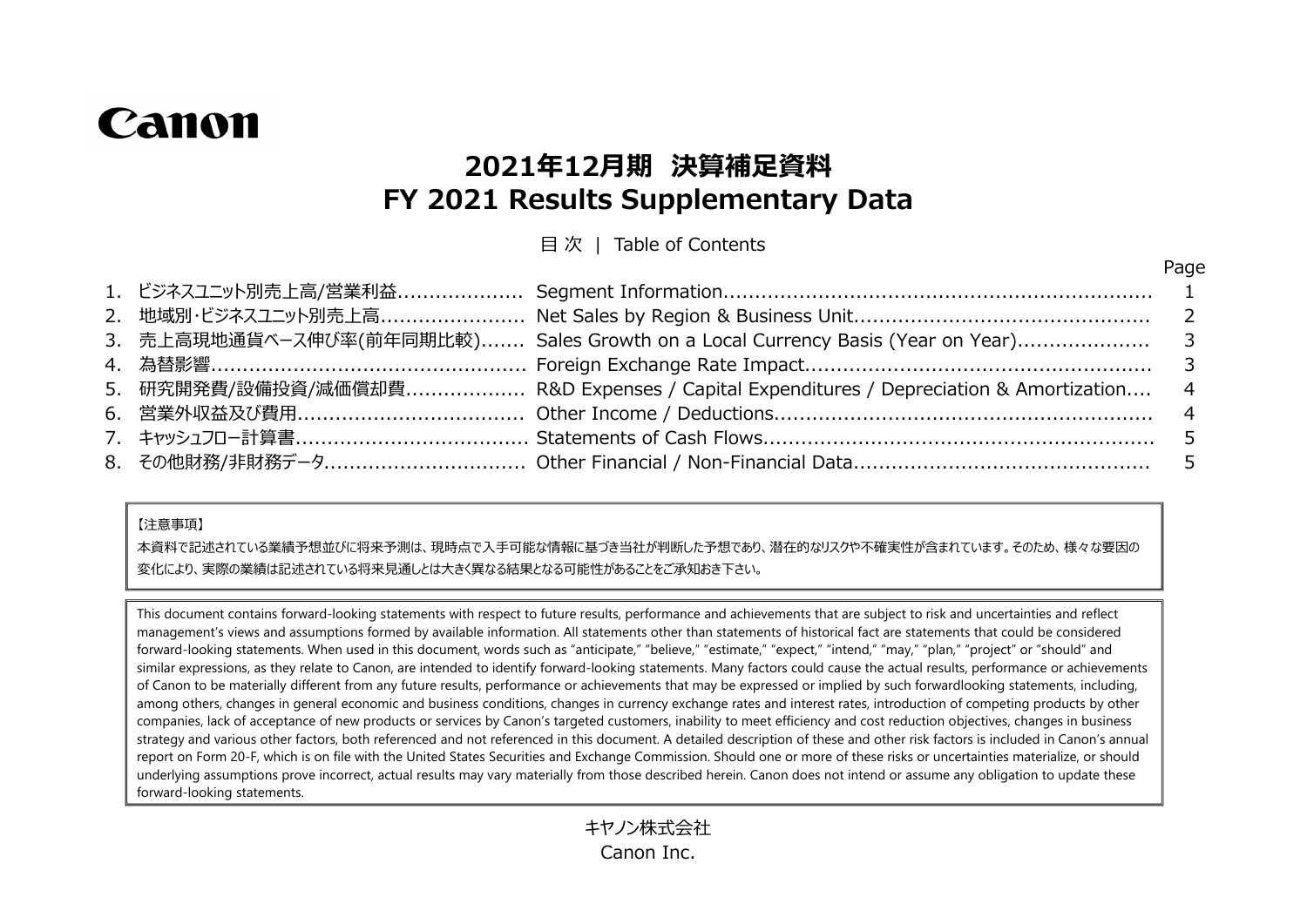Canon

# 2021年12月期 決算補足資料
# FY 2021 Results Supplementary Data

目 次 | Table of Contents

| | | | Page |
|---|---|---|---|
| 1. | ビジネスユニット別売上高/営業利益 | Segment Information | 1 |
| 2. | 地域別・ビジネスユニット別売上高 | Net Sales by Region & Business Unit | 2 |
| 3. | 売上高現地通貨ベース伸び率(前年同期比較) | Sales Growth on a Local Currency Basis (Year on Year) | 3 |
| 4. | 為替影響 | Foreign Exchange Rate Impact | 3 |
| 5. | 研究開発費/設備投資/減価償却費 | R&D Expenses / Capital Expenditures / Depreciation & Amortization | 4 |
| 6. | 営業外収益及び費用 | Other Income / Deductions | 4 |
| 7. | キャッシュフロー計算書 | Statements of Cash Flows | 5 |
| 8. | その他財務/非財務データ | Other Financial / Non-Financial Data | 5 |

【注意事項】

本資料で記述されている業績予想並びに将来予測は、現時点で入手可能な情報に基づき当社が判断した予想であり、潜在的なリスクや不確実性が含まれています。そのため、様々な要因の変化により、実際の業績は記述されている将来見通しとは大きく異なる結果となる可能性があることをご承知おき下さい。

This document contains forward-looking statements with respect to future results, performance and achievements that are subject to risk and uncertainties and reflect management's views and assumptions formed by available information. All statements other than statements of historical fact are statements that could be considered forward-looking statements. When used in this document, words such as "anticipate," "believe," "estimate," "expect," "intend," "may," "plan," "project" or "should" and similar expressions, as they relate to Canon, are intended to identify forward-looking statements. Many factors could cause the actual results, performance or achievements of Canon to be materially different from any future results, performance or achievements that may be expressed or implied by such forwardlooking statements, including, among others, changes in general economic and business conditions, changes in currency exchange rates and interest rates, introduction of competing products by other companies, lack of acceptance of new products or services by Canon's targeted customers, inability to meet efficiency and cost reduction objectives, changes in business strategy and various other factors, both referenced and not referenced in this document. A detailed description of these and other risk factors is included in Canon's annual report on Form 20-F, which is on file with the United States Securities and Exchange Commission. Should one or more of these risks or uncertainties materialize, or should underlying assumptions prove incorrect, actual results may vary materially from those described herein. Canon does not intend or assume any obligation to update these forward-looking statements.

キヤノン株式会社
Canon Inc.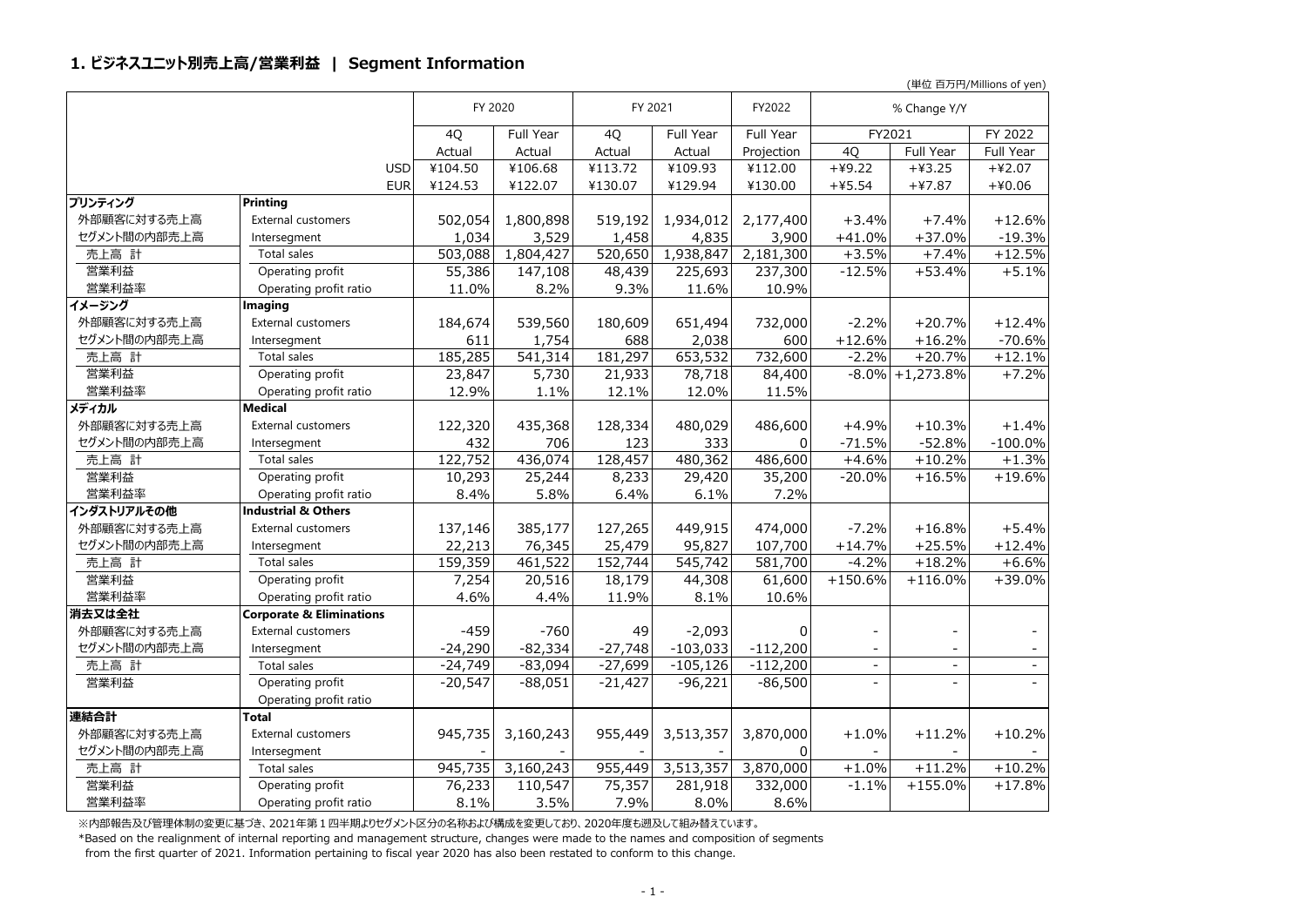## 1. ビジネスユニット別売上高/営業利益 | Segment Information

(単位 百万円/Millions of yen)

| | | FY 2020 | | FY 2021 | | FY2022 | % Change Y/Y | | |
|---|---|---|---|---|---|---|---|---|---|
| | | | | | | | FY2021 | | FY 2022 |
| | | 4Q | Full Year | 4Q | Full Year | Full Year | 4Q | Full Year | Full Year |
| | | Actual | Actual | Actual | Actual | Projection | | | |
| | USD | ¥104.50 | ¥106.68 | ¥113.72 | ¥109.93 | ¥112.00 | +¥9.22 | +¥3.25 | +¥2.07 |
| | EUR | ¥124.53 | ¥122.07 | ¥130.07 | ¥129.94 | ¥130.00 | +¥5.54 | +¥7.87 | +¥0.06 |
| **プリンティング** | **Printing** | | | | | | | | |
| 外部顧客に対する売上高 | External customers | 502,054 | 1,800,898 | 519,192 | 1,934,012 | 2,177,400 | +3.4% | +7.4% | +12.6% |
| セグメント間の内部売上高 | Intersegment | 1,034 | 3,529 | 1,458 | 4,835 | 3,900 | +41.0% | +37.0% | -19.3% |
| 売上高 計 | Total sales | 503,088 | 1,804,427 | 520,650 | 1,938,847 | 2,181,300 | +3.5% | +7.4% | +12.5% |
| 営業利益 | Operating profit | 55,386 | 147,108 | 48,439 | 225,693 | 237,300 | -12.5% | +53.4% | +5.1% |
| 営業利益率 | Operating profit ratio | 11.0% | 8.2% | 9.3% | 11.6% | 10.9% | | | |
| **イメージング** | **Imaging** | | | | | | | | |
| 外部顧客に対する売上高 | External customers | 184,674 | 539,560 | 180,609 | 651,494 | 732,000 | -2.2% | +20.7% | +12.4% |
| セグメント間の内部売上高 | Intersegment | 611 | 1,754 | 688 | 2,038 | 600 | +12.6% | +16.2% | -70.6% |
| 売上高 計 | Total sales | 185,285 | 541,314 | 181,297 | 653,532 | 732,600 | -2.2% | +20.7% | +12.1% |
| 営業利益 | Operating profit | 23,847 | 5,730 | 21,933 | 78,718 | 84,400 | -8.0% | +1,273.8% | +7.2% |
| 営業利益率 | Operating profit ratio | 12.9% | 1.1% | 12.1% | 12.0% | 11.5% | | | |
| **メディカル** | **Medical** | | | | | | | | |
| 外部顧客に対する売上高 | External customers | 122,320 | 435,368 | 128,334 | 480,029 | 486,600 | +4.9% | +10.3% | +1.4% |
| セグメント間の内部売上高 | Intersegment | 432 | 706 | 123 | 333 | 0 | -71.5% | -52.8% | -100.0% |
| 売上高 計 | Total sales | 122,752 | 436,074 | 128,457 | 480,362 | 486,600 | +4.6% | +10.2% | +1.3% |
| 営業利益 | Operating profit | 10,293 | 25,244 | 8,233 | 29,420 | 35,200 | -20.0% | +16.5% | +19.6% |
| 営業利益率 | Operating profit ratio | 8.4% | 5.8% | 6.4% | 6.1% | 7.2% | | | |
| **インダストリアルその他** | **Industrial & Others** | | | | | | | | |
| 外部顧客に対する売上高 | External customers | 137,146 | 385,177 | 127,265 | 449,915 | 474,000 | -7.2% | +16.8% | +5.4% |
| セグメント間の内部売上高 | Intersegment | 22,213 | 76,345 | 25,479 | 95,827 | 107,700 | +14.7% | +25.5% | +12.4% |
| 売上高 計 | Total sales | 159,359 | 461,522 | 152,744 | 545,742 | 581,700 | -4.2% | +18.2% | +6.6% |
| 営業利益 | Operating profit | 7,254 | 20,516 | 18,179 | 44,308 | 61,600 | +150.6% | +116.0% | +39.0% |
| 営業利益率 | Operating profit ratio | 4.6% | 4.4% | 11.9% | 8.1% | 10.6% | | | |
| **消去又は全社** | **Corporate & Eliminations** | | | | | | | | |
| 外部顧客に対する売上高 | External customers | -459 | -760 | 49 | -2,093 | 0 | - | - | - |
| セグメント間の内部売上高 | Intersegment | -24,290 | -82,334 | -27,748 | -103,033 | -112,200 | - | - | - |
| 売上高 計 | Total sales | -24,749 | -83,094 | -27,699 | -105,126 | -112,200 | - | - | - |
| 営業利益 | Operating profit | -20,547 | -88,051 | -21,427 | -96,221 | -86,500 | - | - | - |
| | Operating profit ratio | | | | | | | | |
| **連結合計** | **Total** | | | | | | | | |
| 外部顧客に対する売上高 | External customers | 945,735 | 3,160,243 | 955,449 | 3,513,357 | 3,870,000 | +1.0% | +11.2% | +10.2% |
| セグメント間の内部売上高 | Intersegment | - | - | - | - | 0 | - | - | - |
| 売上高 計 | Total sales | 945,735 | 3,160,243 | 955,449 | 3,513,357 | 3,870,000 | +1.0% | +11.2% | +10.2% |
| 営業利益 | Operating profit | 76,233 | 110,547 | 75,357 | 281,918 | 332,000 | -1.1% | +155.0% | +17.8% |
| 営業利益率 | Operating profit ratio | 8.1% | 3.5% | 7.9% | 8.0% | 8.6% | | | |

※内部報告及び管理体制の変更に基づき、2021年第１四半期よりセグメント区分の名称および構成を変更しており、2020年度も遡及して組み替えています。

*Based on the realignment of internal reporting and management structure, changes were made to the names and composition of segments from the first quarter of 2021. Information pertaining to fiscal year 2020 has also been restated to conform to this change.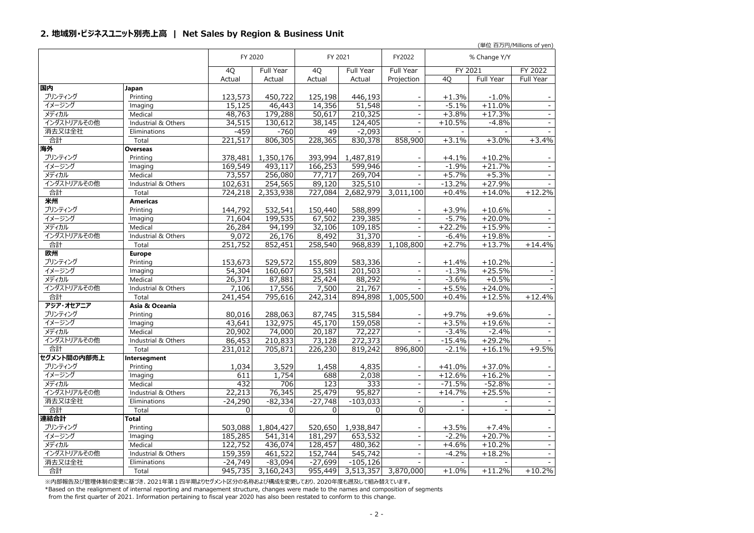## 2. 地域別・ビジネスユニット別売上高 | Net Sales by Region & Business Unit

(単位 百万円/Millions of yen)

| | | FY 2020 | | FY 2021 | | FY2022 | % Change Y/Y | | |
|---|---|---|---|---|---|---|---|---|---|
| | | 4Q | Full Year | 4Q | Full Year | Full Year | FY 2021 | | FY 2022 |
| | | Actual | Actual | Actual | Actual | Projection | 4Q | Full Year | Full Year |
| **国内** | **Japan** | | | | | | | | |
| プリンティング | Printing | 123,573 | 450,722 | 125,198 | 446,193 | - | +1.3% | -1.0% | - |
| イメージング | Imaging | 15,125 | 46,443 | 14,356 | 51,548 | - | -5.1% | +11.0% | - |
| メディカル | Medical | 48,763 | 179,288 | 50,617 | 210,325 | - | +3.8% | +17.3% | - |
| インダストリアルその他 | Industrial & Others | 34,515 | 130,612 | 38,145 | 124,405 | - | +10.5% | -4.8% | - |
| 消去又は全社 | Eliminations | -459 | -760 | 49 | -2,093 | - | - | - | - |
| 合計 | Total | 221,517 | 806,305 | 228,365 | 830,378 | 858,900 | +3.1% | +3.0% | +3.4% |
| **海外** | **Overseas** | | | | | | | | |
| プリンティング | Printing | 378,481 | 1,350,176 | 393,994 | 1,487,819 | - | +4.1% | +10.2% | - |
| イメージング | Imaging | 169,549 | 493,117 | 166,253 | 599,946 | - | -1.9% | +21.7% | - |
| メディカル | Medical | 73,557 | 256,080 | 77,717 | 269,704 | - | +5.7% | +5.3% | - |
| インダストリアルその他 | Industrial & Others | 102,631 | 254,565 | 89,120 | 325,510 | - | -13.2% | +27.9% | - |
| 合計 | Total | 724,218 | 2,353,938 | 727,084 | 2,682,979 | 3,011,100 | +0.4% | +14.0% | +12.2% |
| **米州** | **Americas** | | | | | | | | |
| プリンティング | Printing | 144,792 | 532,541 | 150,440 | 588,899 | - | +3.9% | +10.6% | - |
| イメージング | Imaging | 71,604 | 199,535 | 67,502 | 239,385 | - | -5.7% | +20.0% | - |
| メディカル | Medical | 26,284 | 94,199 | 32,106 | 109,185 | - | +22.2% | +15.9% | - |
| インダストリアルその他 | Industrial & Others | 9,072 | 26,176 | 8,492 | 31,370 | - | -6.4% | +19.8% | - |
| 合計 | Total | 251,752 | 852,451 | 258,540 | 968,839 | 1,108,800 | +2.7% | +13.7% | +14.4% |
| **欧州** | **Europe** | | | | | | | | |
| プリンティング | Printing | 153,673 | 529,572 | 155,809 | 583,336 | - | +1.4% | +10.2% | - |
| イメージング | Imaging | 54,304 | 160,607 | 53,581 | 201,503 | - | -1.3% | +25.5% | - |
| メディカル | Medical | 26,371 | 87,881 | 25,424 | 88,292 | - | -3.6% | +0.5% | - |
| インダストリアルその他 | Industrial & Others | 7,106 | 17,556 | 7,500 | 21,767 | - | +5.5% | +24.0% | - |
| 合計 | Total | 241,454 | 795,616 | 242,314 | 894,898 | 1,005,500 | +0.4% | +12.5% | +12.4% |
| **アジア・オセアニア** | **Asia & Oceania** | | | | | | | | |
| プリンティング | Printing | 80,016 | 288,063 | 87,745 | 315,584 | - | +9.7% | +9.6% | - |
| イメージング | Imaging | 43,641 | 132,975 | 45,170 | 159,058 | - | +3.5% | +19.6% | - |
| メディカル | Medical | 20,902 | 74,000 | 20,187 | 72,227 | - | -3.4% | -2.4% | - |
| インダストリアルその他 | Industrial & Others | 86,453 | 210,833 | 73,128 | 272,373 | - | -15.4% | +29.2% | - |
| 合計 | Total | 231,012 | 705,871 | 226,230 | 819,242 | 896,800 | -2.1% | +16.1% | +9.5% |
| **セグメント間の内部売上** | **Intersegment** | | | | | | | | |
| プリンティング | Printing | 1,034 | 3,529 | 1,458 | 4,835 | - | +41.0% | +37.0% | - |
| イメージング | Imaging | 611 | 1,754 | 688 | 2,038 | - | +12.6% | +16.2% | - |
| メディカル | Medical | 432 | 706 | 123 | 333 | - | -71.5% | -52.8% | - |
| インダストリアルその他 | Industrial & Others | 22,213 | 76,345 | 25,479 | 95,827 | - | +14.7% | +25.5% | - |
| 消去又は全社 | Eliminations | -24,290 | -82,334 | -27,748 | -103,033 | - | - | - | - |
| 合計 | Total | 0 | 0 | 0 | 0 | 0 | - | - | - |
| **連結合計** | **Total** | | | | | | | | |
| プリンティング | Printing | 503,088 | 1,804,427 | 520,650 | 1,938,847 | - | +3.5% | +7.4% | - |
| イメージング | Imaging | 185,285 | 541,314 | 181,297 | 653,532 | - | -2.2% | +20.7% | - |
| メディカル | Medical | 122,752 | 436,074 | 128,457 | 480,362 | - | +4.6% | +10.2% | - |
| インダストリアルその他 | Industrial & Others | 159,359 | 461,522 | 152,744 | 545,742 | - | -4.2% | +18.2% | - |
| 消去又は全社 | Eliminations | -24,749 | -83,094 | -27,699 | -105,126 | - | - | - | - |
| 合計 | Total | 945,735 | 3,160,243 | 955,449 | 3,513,357 | 3,870,000 | +1.0% | +11.2% | +10.2% |

※内部報告及び管理体制の変更に基づき、2021年第１四半期よりセグメント区分の名称および構成を変更しており、2020年度も遡及して組み替えています。

*Based on the realignment of internal reporting and management structure, changes were made to the names and composition of segments from the first quarter of 2021. Information pertaining to fiscal year 2020 has also been restated to conform to this change.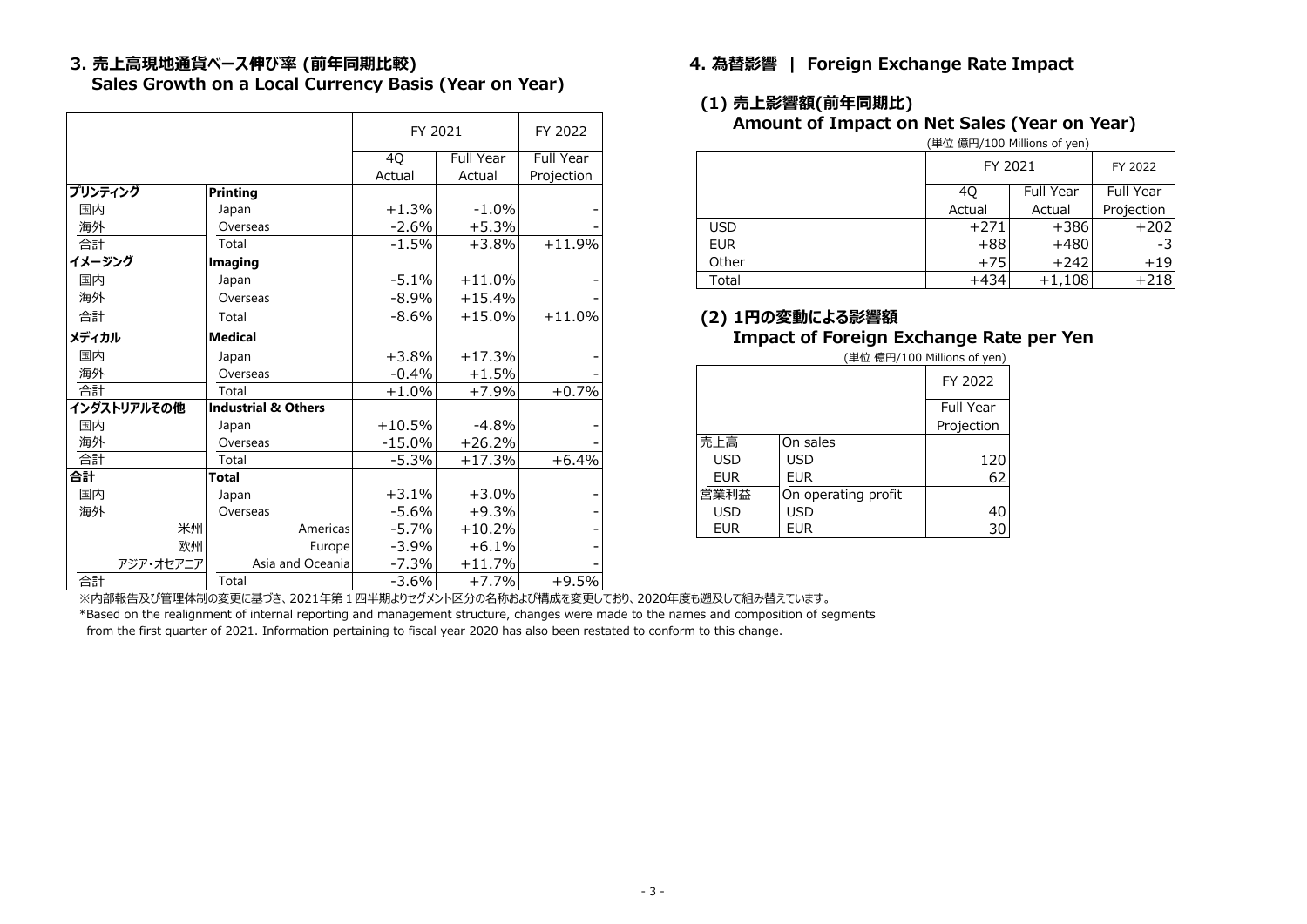## 3. 売上高現地通貨ベース伸び率 (前年同期比較) Sales Growth on a Local Currency Basis (Year on Year)

| | | FY 2021 | | FY 2022 |
|---|---|---|---|---|
| | | 4Q Actual | Full Year Actual | Full Year Projection |
| **プリンティング** | **Printing** | | | |
| 国内 | Japan | +1.3% | -1.0% | - |
| 海外 | Overseas | -2.6% | +5.3% | - |
| 合計 | Total | -1.5% | +3.8% | +11.9% |
| **イメージング** | **Imaging** | | | |
| 国内 | Japan | -5.1% | +11.0% | - |
| 海外 | Overseas | -8.9% | +15.4% | - |
| 合計 | Total | -8.6% | +15.0% | +11.0% |
| **メディカル** | **Medical** | | | |
| 国内 | Japan | +3.8% | +17.3% | - |
| 海外 | Overseas | -0.4% | +1.5% | - |
| 合計 | Total | +1.0% | +7.9% | +0.7% |
| **インダストリアルその他** | **Industrial & Others** | | | |
| 国内 | Japan | +10.5% | -4.8% | - |
| 海外 | Overseas | -15.0% | +26.2% | - |
| 合計 | Total | -5.3% | +17.3% | +6.4% |
| **合計** | **Total** | | | |
| 国内 | Japan | +3.1% | +3.0% | - |
| 海外 | Overseas | -5.6% | +9.3% | - |
| 米州 | Americas | -5.7% | +10.2% | - |
| 欧州 | Europe | -3.9% | +6.1% | - |
| アジア・オセアニア | Asia and Oceania | -7.3% | +11.7% | - |
| 合計 | Total | -3.6% | +7.7% | +9.5% |

※内部報告及び管理体制の変更に基づき、2021年第１四半期よりセグメント区分の名称および構成を変更しており、2020年度も遡及して組み替えています。

*Based on the realignment of internal reporting and management structure, changes were made to the names and composition of segments from the first quarter of 2021. Information pertaining to fiscal year 2020 has also been restated to conform to this change.

## 4. 為替影響 | Foreign Exchange Rate Impact

### (1) 売上影響額(前年同期比) Amount of Impact on Net Sales (Year on Year)

(単位 億円/100 Millions of yen)

| | FY 2021 | | FY 2022 |
|---|---|---|---|
| | 4Q Actual | Full Year Actual | Full Year Projection |
| USD | +271 | +386 | +202 |
| EUR | +88 | +480 | -3 |
| Other | +75 | +242 | +19 |
| Total | +434 | +1,108 | +218 |

### (2) 1円の変動による影響額 Impact of Foreign Exchange Rate per Yen

(単位 億円/100 Millions of yen)

| | | FY 2022 |
|---|---|---|
| | | Full Year Projection |
| 売上高 | On sales | |
| USD | USD | 120 |
| EUR | EUR | 62 |
| 営業利益 | On operating profit | |
| USD | USD | 40 |
| EUR | EUR | 30 |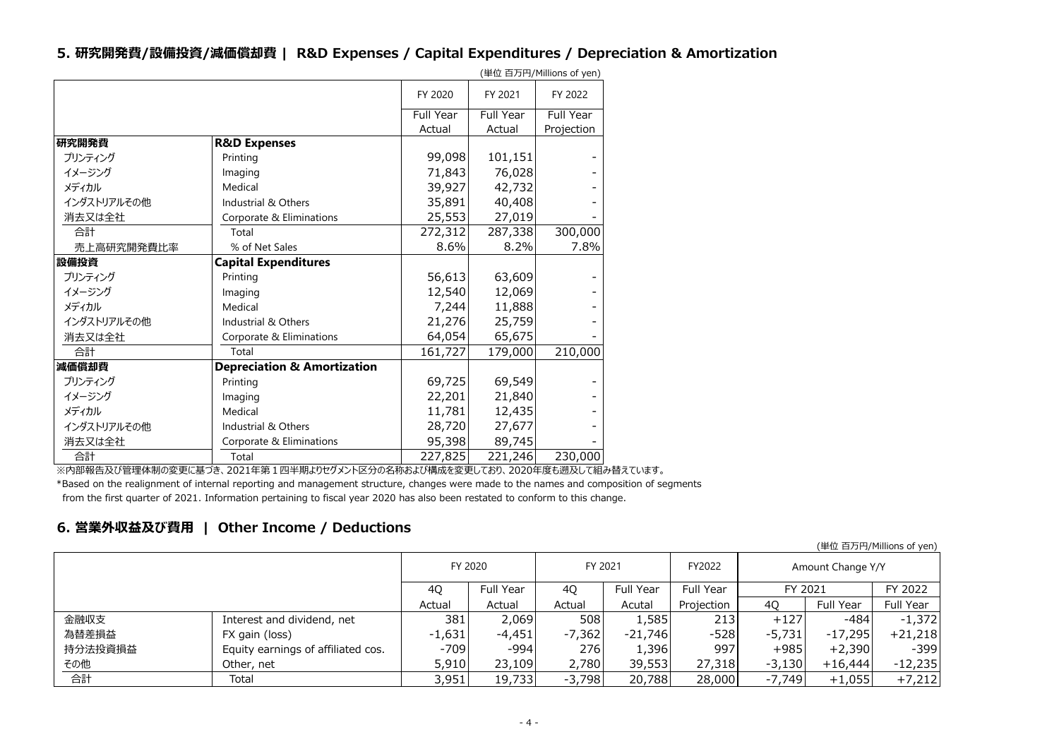## 5. 研究開発費/設備投資/減価償却費 | R&D Expenses / Capital Expenditures / Depreciation & Amortization

(単位 百万円/Millions of yen)

| | | FY 2020 | FY 2021 | FY 2022 |
|---|---|---|---|---|
| | | Full Year Actual | Full Year Actual | Full Year Projection |
| **研究開発費** | **R&D Expenses** | | | |
| プリンティング | Printing | 99,098 | 101,151 | - |
| イメージング | Imaging | 71,843 | 76,028 | - |
| メディカル | Medical | 39,927 | 42,732 | - |
| インダストリアルその他 | Industrial & Others | 35,891 | 40,408 | - |
| 消去又は全社 | Corporate & Eliminations | 25,553 | 27,019 | - |
| 合計 | Total | 272,312 | 287,338 | 300,000 |
| 売上高研究開発費比率 | % of Net Sales | 8.6% | 8.2% | 7.8% |
| **設備投資** | **Capital Expenditures** | | | |
| プリンティング | Printing | 56,613 | 63,609 | - |
| イメージング | Imaging | 12,540 | 12,069 | - |
| メディカル | Medical | 7,244 | 11,888 | - |
| インダストリアルその他 | Industrial & Others | 21,276 | 25,759 | - |
| 消去又は全社 | Corporate & Eliminations | 64,054 | 65,675 | - |
| 合計 | Total | 161,727 | 179,000 | 210,000 |
| **減価償却費** | **Depreciation & Amortization** | | | |
| プリンティング | Printing | 69,725 | 69,549 | - |
| イメージング | Imaging | 22,201 | 21,840 | - |
| メディカル | Medical | 11,781 | 12,435 | - |
| インダストリアルその他 | Industrial & Others | 28,720 | 27,677 | - |
| 消去又は全社 | Corporate & Eliminations | 95,398 | 89,745 | - |
| 合計 | Total | 227,825 | 221,246 | 230,000 |

※内部報告及び管理体制の変更に基づき、2021年第１四半期よりセグメント区分の名称および構成を変更しており、2020年度も遡及して組み替えています。

*Based on the realignment of internal reporting and management structure, changes were made to the names and composition of segments from the first quarter of 2021. Information pertaining to fiscal year 2020 has also been restated to conform to this change.

## 6. 営業外収益及び費用 | Other Income / Deductions

(単位 百万円/Millions of yen)

| | | FY 2020 | | FY 2021 | | FY2022 | Amount Change Y/Y | | |
|---|---|---|---|---|---|---|---|---|---|
| | | 4Q | Full Year | 4Q | Full Year | Full Year | FY 2021 | | FY 2022 |
| | | Actual | Actual | Actual | Acutal | Projection | 4Q | Full Year | Full Year |
| 金融収支 | Interest and dividend, net | 381 | 2,069 | 508 | 1,585 | 213 | +127 | -484 | -1,372 |
| 為替差損益 | FX gain (loss) | -1,631 | -4,451 | -7,362 | -21,746 | -528 | -5,731 | -17,295 | +21,218 |
| 持分法投資損益 | Equity earnings of affiliated cos. | -709 | -994 | 276 | 1,396 | 997 | +985 | +2,390 | -399 |
| その他 | Other, net | 5,910 | 23,109 | 2,780 | 39,553 | 27,318 | -3,130 | +16,444 | -12,235 |
| 合計 | Total | 3,951 | 19,733 | -3,798 | 20,788 | 28,000 | -7,749 | +1,055 | +7,212 |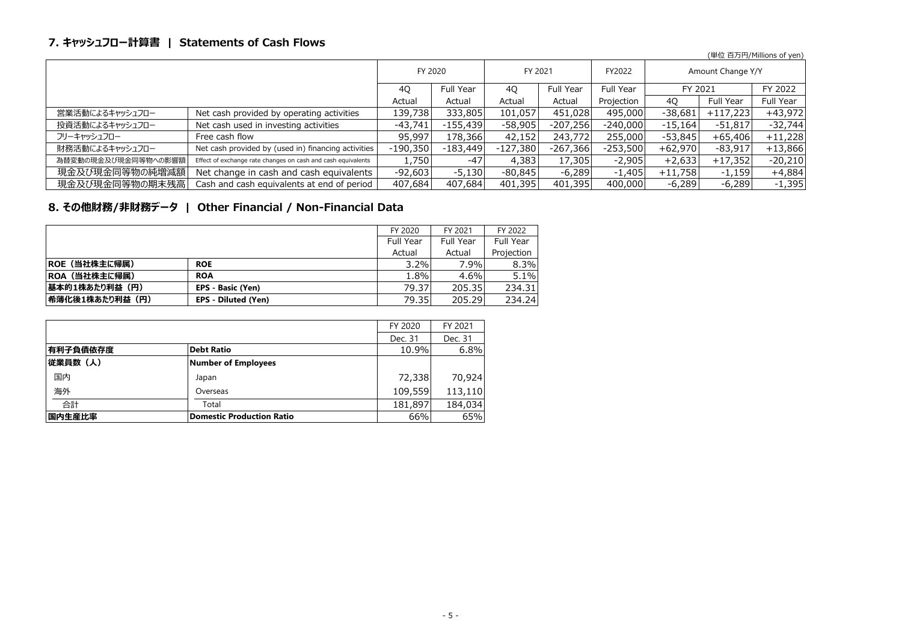## 7. キャッシュフロー計算書 | Statements of Cash Flows

(単位 百万円/Millions of yen)

| | | FY 2020 | | FY 2021 | | FY2022 | Amount Change Y/Y | | |
|---|---|---|---|---|---|---|---|---|---|
| | | 4Q | Full Year | 4Q | Full Year | Full Year | FY 2021 | | FY 2022 |
| | | Actual | Actual | Actual | Actual | Projection | 4Q | Full Year | Full Year |
| 営業活動によるキャッシュフロー | Net cash provided by operating activities | 139,738 | 333,805 | 101,057 | 451,028 | 495,000 | -38,681 | +117,223 | +43,972 |
| 投資活動によるキャッシュフロー | Net cash used in investing activities | -43,741 | -155,439 | -58,905 | -207,256 | -240,000 | -15,164 | -51,817 | -32,744 |
| フリーキャッシュフロー | Free cash flow | 95,997 | 178,366 | 42,152 | 243,772 | 255,000 | -53,845 | +65,406 | +11,228 |
| 財務活動によるキャッシュフロー | Net cash provided by (used in) financing activities | -190,350 | -183,449 | -127,380 | -267,366 | -253,500 | +62,970 | -83,917 | +13,866 |
| 為替変動の現金及び現金同等物への影響額 | Effect of exchange rate changes on cash and cash equivalents | 1,750 | -47 | 4,383 | 17,305 | -2,905 | +2,633 | +17,352 | -20,210 |
| 現金及び現金同等物の純増減額 | Net change in cash and cash equivalents | -92,603 | -5,130 | -80,845 | -6,289 | -1,405 | +11,758 | -1,159 | +4,884 |
| 現金及び現金同等物の期末残高 | Cash and cash equivalents at end of period | 407,684 | 407,684 | 401,395 | 401,395 | 400,000 | -6,289 | -6,289 | -1,395 |

## 8. その他財務/非財務データ | Other Financial / Non-Financial Data

| | | FY 2020 | FY 2021 | FY 2022 |
|---|---|---|---|---|
| | | Full Year | Full Year | Full Year |
| | | Actual | Actual | Projection |
| **ROE（当社株主に帰属）** | **ROE** | 3.2% | 7.9% | 8.3% |
| **ROA（当社株主に帰属）** | **ROA** | 1.8% | 4.6% | 5.1% |
| **基本的1株あたり利益（円）** | **EPS - Basic (Yen)** | 79.37 | 205.35 | 234.31 |
| **希薄化後1株あたり利益（円）** | **EPS - Diluted (Yen)** | 79.35 | 205.29 | 234.24 |

| | | FY 2020 | FY 2021 |
|---|---|---|---|
| | | Dec. 31 | Dec. 31 |
| **有利子負債依存度** | **Debt Ratio** | 10.9% | 6.8% |
| **従業員数（人）** | **Number of Employees** | | |
| 国内 | Japan | 72,338 | 70,924 |
| 海外 | Overseas | 109,559 | 113,110 |
| 合計 | Total | 181,897 | 184,034 |
| **国内生産比率** | **Domestic Production Ratio** | 66% | 65% |